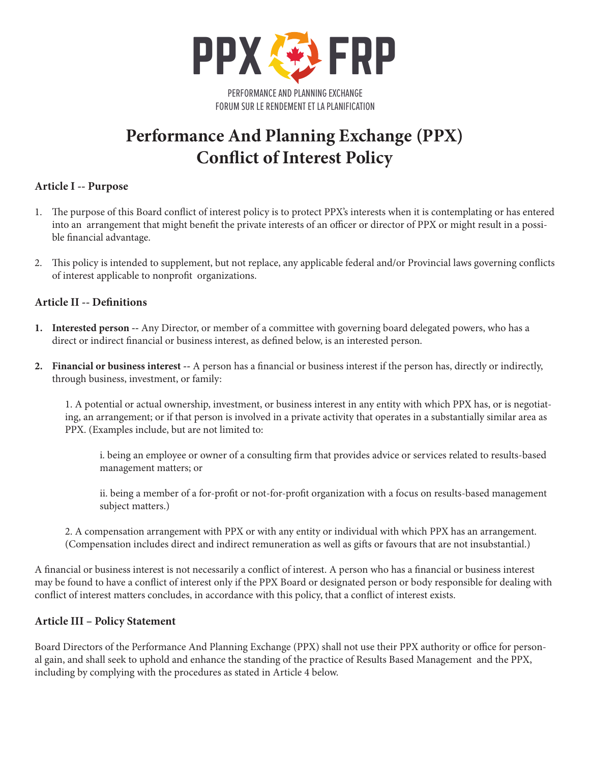PPX FRP

PERFORMANCE AND PLANNING EXCHANGE
FORUM SUR LE RENDEMENT ET LA PLANIFICATION

# Performance And Planning Exchange (PPX)
# Conflict of Interest Policy

### Article I -- Purpose

1. The purpose of this Board conflict of interest policy is to protect PPX's interests when it is contemplating or has entered into an arrangement that might benefit the private interests of an officer or director of PPX or might result in a possible financial advantage.

2. This policy is intended to supplement, but not replace, any applicable federal and/or Provincial laws governing conflicts of interest applicable to nonprofit organizations.

### Article II -- Definitions

1. **Interested person** -- Any Director, or member of a committee with governing board delegated powers, who has a direct or indirect financial or business interest, as defined below, is an interested person.

2. **Financial or business interest** -- A person has a financial or business interest if the person has, directly or indirectly, through business, investment, or family:

   1. A potential or actual ownership, investment, or business interest in any entity with which PPX has, or is negotiating, an arrangement; or if that person is involved in a private activity that operates in a substantially similar area as PPX. (Examples include, but are not limited to:

      i. being an employee or owner of a consulting firm that provides advice or services related to results-based management matters; or

      ii. being a member of a for-profit or not-for-profit organization with a focus on results-based management subject matters.)

   2. A compensation arrangement with PPX or with any entity or individual with which PPX has an arrangement. (Compensation includes direct and indirect remuneration as well as gifts or favours that are not insubstantial.)

A financial or business interest is not necessarily a conflict of interest. A person who has a financial or business interest may be found to have a conflict of interest only if the PPX Board or designated person or body responsible for dealing with conflict of interest matters concludes, in accordance with this policy, that a conflict of interest exists.

### Article III – Policy Statement

Board Directors of the Performance And Planning Exchange (PPX) shall not use their PPX authority or office for personal gain, and shall seek to uphold and enhance the standing of the practice of Results Based Management and the PPX, including by complying with the procedures as stated in Article 4 below.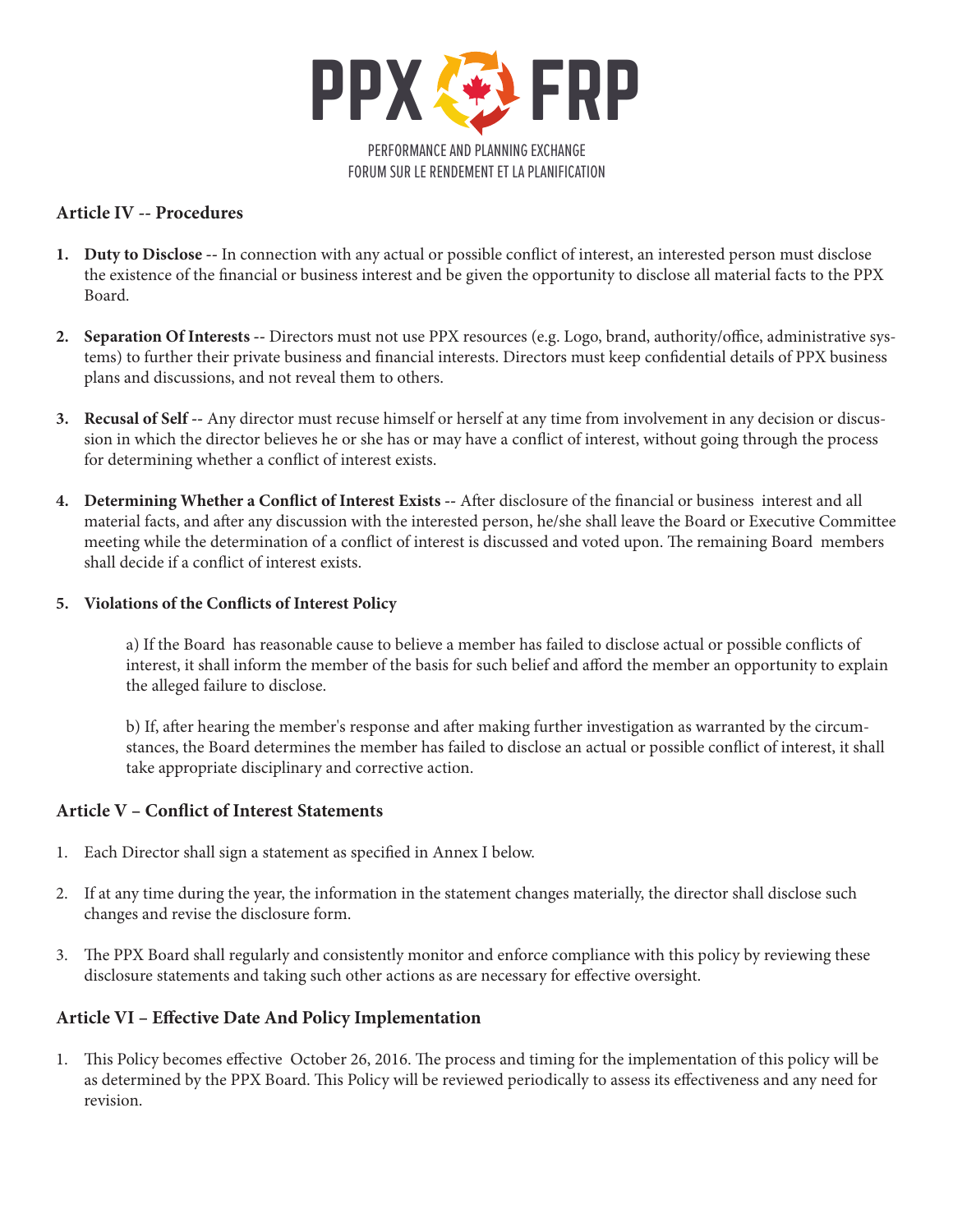PPX FRP

PERFORMANCE AND PLANNING EXCHANGE
FORUM SUR LE RENDEMENT ET LA PLANIFICATION

## Article IV -- Procedures

1. **Duty to Disclose** -- In connection with any actual or possible conflict of interest, an interested person must disclose the existence of the financial or business interest and be given the opportunity to disclose all material facts to the PPX Board.

2. **Separation Of Interests** -- Directors must not use PPX resources (e.g. Logo, brand, authority/office, administrative systems) to further their private business and financial interests. Directors must keep confidential details of PPX business plans and discussions, and not reveal them to others.

3. **Recusal of Self** -- Any director must recuse himself or herself at any time from involvement in any decision or discussion in which the director believes he or she has or may have a conflict of interest, without going through the process for determining whether a conflict of interest exists.

4. **Determining Whether a Conflict of Interest Exists** -- After disclosure of the financial or business interest and all material facts, and after any discussion with the interested person, he/she shall leave the Board or Executive Committee meeting while the determination of a conflict of interest is discussed and voted upon. The remaining Board members shall decide if a conflict of interest exists.

5. **Violations of the Conflicts of Interest Policy**

   a) If the Board has reasonable cause to believe a member has failed to disclose actual or possible conflicts of interest, it shall inform the member of the basis for such belief and afford the member an opportunity to explain the alleged failure to disclose.

   b) If, after hearing the member's response and after making further investigation as warranted by the circumstances, the Board determines the member has failed to disclose an actual or possible conflict of interest, it shall take appropriate disciplinary and corrective action.

## Article V – Conflict of Interest Statements

1. Each Director shall sign a statement as specified in Annex I below.

2. If at any time during the year, the information in the statement changes materially, the director shall disclose such changes and revise the disclosure form.

3. The PPX Board shall regularly and consistently monitor and enforce compliance with this policy by reviewing these disclosure statements and taking such other actions as are necessary for effective oversight.

## Article VI – Effective Date And Policy Implementation

1. This Policy becomes effective October 26, 2016. The process and timing for the implementation of this policy will be as determined by the PPX Board. This Policy will be reviewed periodically to assess its effectiveness and any need for revision.